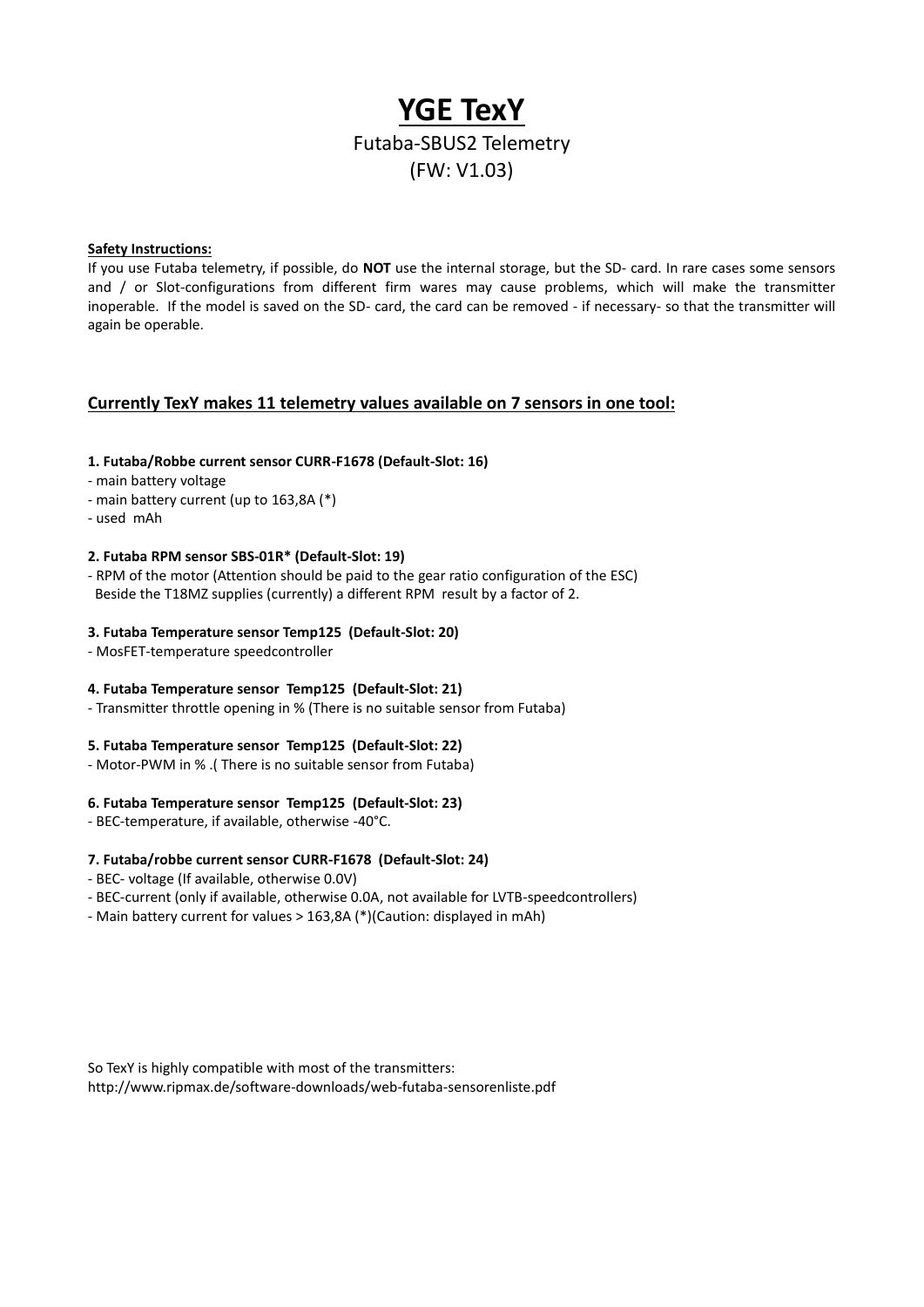# YGE TexY

Futaba-SBUS2 Telemetry
(FW: V1.03)

**Safety Instructions:**

If you use Futaba telemetry, if possible, do **NOT** use the internal storage, but the SD- card. In rare cases some sensors and / or Slot-configurations from different firm wares may cause problems, which will make the transmitter inoperable. If the model is saved on the SD- card, the card can be removed - if necessary- so that the transmitter will again be operable.

## Currently TexY makes 11 telemetry values available on 7 sensors in one tool:

**1. Futaba/Robbe current sensor CURR-F1678 (Default-Slot: 16)**

- main battery voltage
- main battery current (up to 163,8A (*)
- used mAh

**2. Futaba RPM sensor SBS-01R* (Default-Slot: 19)**

- RPM of the motor (Attention should be paid to the gear ratio configuration of the ESC)
  Beside the T18MZ supplies (currently) a different RPM result by a factor of 2.

**3. Futaba Temperature sensor Temp125 (Default-Slot: 20)**

- MosFET-temperature speedcontroller

**4. Futaba Temperature sensor Temp125 (Default-Slot: 21)**

- Transmitter throttle opening in % (There is no suitable sensor from Futaba)

**5. Futaba Temperature sensor Temp125 (Default-Slot: 22)**

- Motor-PWM in % .( There is no suitable sensor from Futaba)

**6. Futaba Temperature sensor Temp125 (Default-Slot: 23)**

- BEC-temperature, if available, otherwise -40°C.

**7. Futaba/robbe current sensor CURR-F1678 (Default-Slot: 24)**

- BEC- voltage (If available, otherwise 0.0V)
- BEC-current (only if available, otherwise 0.0A, not available for LVTB-speedcontrollers)
- Main battery current for values > 163,8A (*)(Caution: displayed in mAh)

So TexY is highly compatible with most of the transmitters:
http://www.ripmax.de/software-downloads/web-futaba-sensorenliste.pdf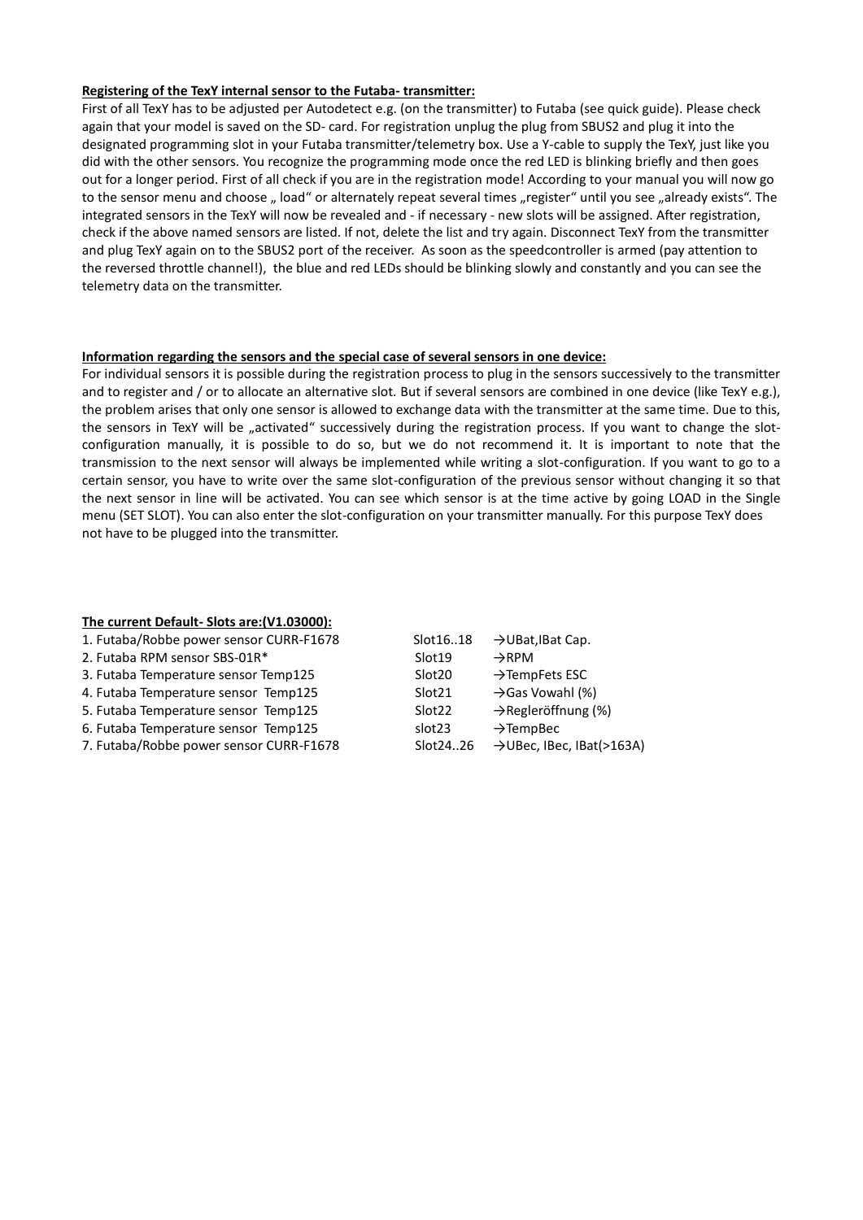**Registering of the TexY internal sensor to the Futaba- transmitter:**

First of all TexY has to be adjusted per Autodetect e.g. (on the transmitter) to Futaba (see quick guide). Please check again that your model is saved on the SD- card. For registration unplug the plug from SBUS2 and plug it into the designated programming slot in your Futaba transmitter/telemetry box. Use a Y-cable to supply the TexY, just like you did with the other sensors. You recognize the programming mode once the red LED is blinking briefly and then goes out for a longer period. First of all check if you are in the registration mode! According to your manual you will now go to the sensor menu and choose „ load“ or alternately repeat several times „register“ until you see „already exists“. The integrated sensors in the TexY will now be revealed and - if necessary - new slots will be assigned. After registration, check if the above named sensors are listed. If not, delete the list and try again. Disconnect TexY from the transmitter and plug TexY again on to the SBUS2 port of the receiver. As soon as the speedcontroller is armed (pay attention to the reversed throttle channel!), the blue and red LEDs should be blinking slowly and constantly and you can see the telemetry data on the transmitter.

**Information regarding the sensors and the special case of several sensors in one device:**

For individual sensors it is possible during the registration process to plug in the sensors successively to the transmitter and to register and / or to allocate an alternative slot. But if several sensors are combined in one device (like TexY e.g.), the problem arises that only one sensor is allowed to exchange data with the transmitter at the same time. Due to this, the sensors in TexY will be „activated“ successively during the registration process. If you want to change the slot-configuration manually, it is possible to do so, but we do not recommend it. It is important to note that the transmission to the next sensor will always be implemented while writing a slot-configuration. If you want to go to a certain sensor, you have to write over the same slot-configuration of the previous sensor without changing it so that the next sensor in line will be activated. You can see which sensor is at the time active by going LOAD in the Single menu (SET SLOT). You can also enter the slot-configuration on your transmitter manually. For this purpose TexY does not have to be plugged into the transmitter.

**The current Default- Slots are:(V1.03000):**

| | | |
|---|---|---|
| 1. Futaba/Robbe power sensor CURR-F1678 | Slot16..18 | →UBat,IBat Cap. |
| 2. Futaba RPM sensor SBS-01R* | Slot19 | →RPM |
| 3. Futaba Temperature sensor Temp125 | Slot20 | →TempFets ESC |
| 4. Futaba Temperature sensor Temp125 | Slot21 | →Gas Vowahl (%) |
| 5. Futaba Temperature sensor Temp125 | Slot22 | →Regleröffnung (%) |
| 6. Futaba Temperature sensor Temp125 | slot23 | →TempBec |
| 7. Futaba/Robbe power sensor CURR-F1678 | Slot24..26 | →UBec, IBec, IBat(>163A) |